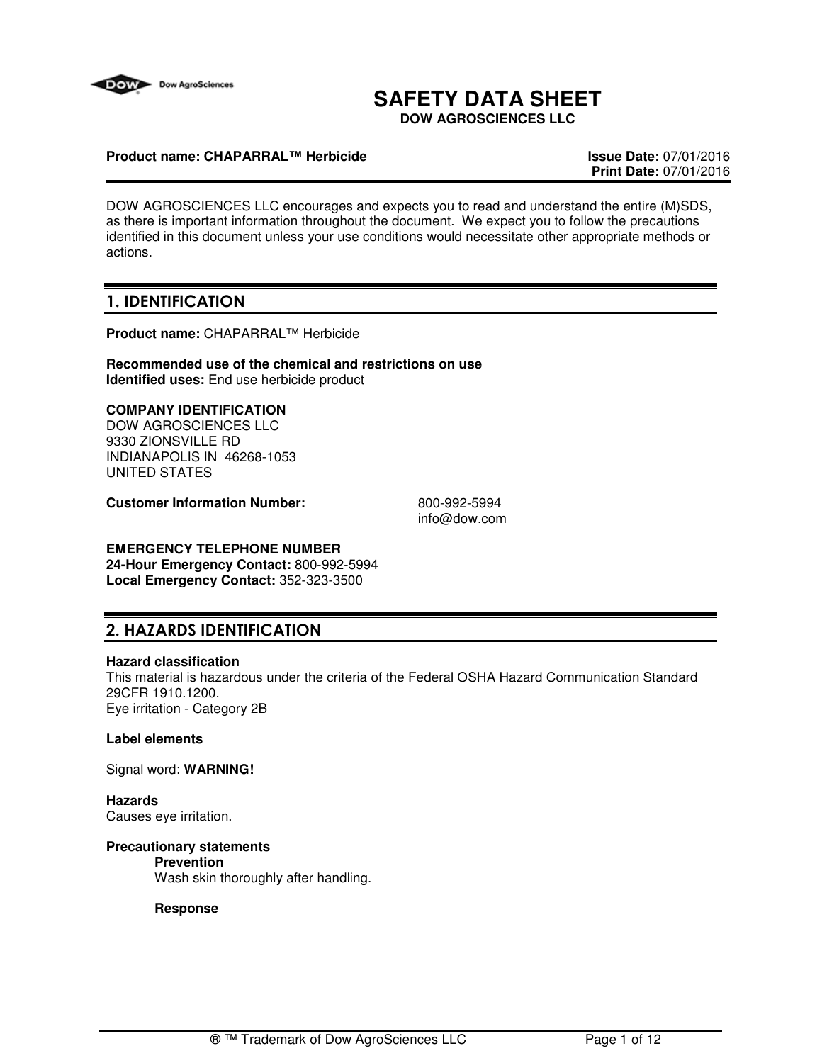# SAFETY DATA SHEET

**DOW AGROSCIENCES LLC**

**Product name: CHAPARRAL™ Herbicide** **Issue Date:** 07/01/2016
**Print Date:** 07/01/2016

DOW AGROSCIENCES LLC encourages and expects you to read and understand the entire (M)SDS, as there is important information throughout the document. We expect you to follow the precautions identified in this document unless your use conditions would necessitate other appropriate methods or actions.

## 1. IDENTIFICATION

**Product name:** CHAPARRAL™ Herbicide

**Recommended use of the chemical and restrictions on use**
**Identified uses:** End use herbicide product

**COMPANY IDENTIFICATION**
DOW AGROSCIENCES LLC
9330 ZIONSVILLE RD
INDIANAPOLIS IN 46268-1053
UNITED STATES

**Customer Information Number:** 800-992-5994
info@dow.com

**EMERGENCY TELEPHONE NUMBER**
**24-Hour Emergency Contact:** 800-992-5994
**Local Emergency Contact:** 352-323-3500

## 2. HAZARDS IDENTIFICATION

**Hazard classification**
This material is hazardous under the criteria of the Federal OSHA Hazard Communication Standard 29CFR 1910.1200.
Eye irritation - Category 2B

**Label elements**

Signal word: **WARNING!**

**Hazards**
Causes eye irritation.

**Precautionary statements**

**Prevention**
Wash skin thoroughly after handling.

**Response**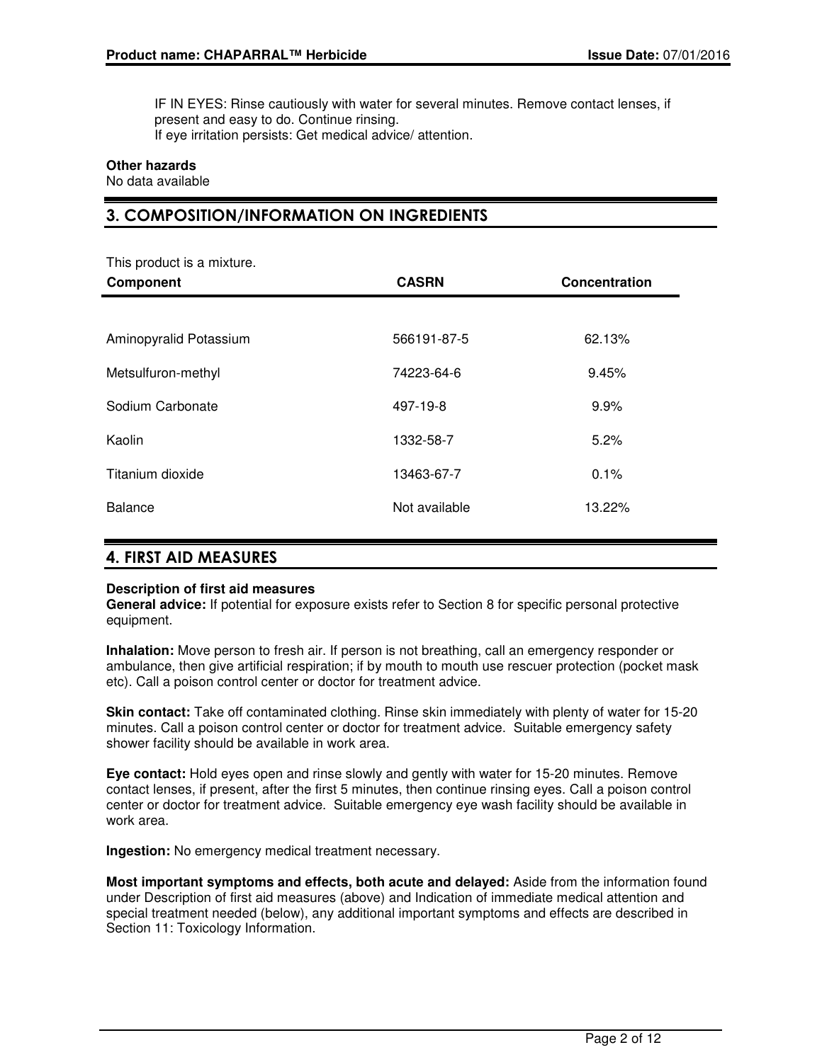IF IN EYES: Rinse cautiously with water for several minutes. Remove contact lenses, if present and easy to do. Continue rinsing.
If eye irritation persists: Get medical advice/ attention.

**Other hazards**
No data available

## 3. COMPOSITION/INFORMATION ON INGREDIENTS

This product is a mixture.

| Component | CASRN | Concentration |
|---|---|---|
| Aminopyralid Potassium | 566191-87-5 | 62.13% |
| Metsulfuron-methyl | 74223-64-6 | 9.45% |
| Sodium Carbonate | 497-19-8 | 9.9% |
| Kaolin | 1332-58-7 | 5.2% |
| Titanium dioxide | 13463-67-7 | 0.1% |
| Balance | Not available | 13.22% |

## 4. FIRST AID MEASURES

**Description of first aid measures**
**General advice:** If potential for exposure exists refer to Section 8 for specific personal protective equipment.

**Inhalation:** Move person to fresh air. If person is not breathing, call an emergency responder or ambulance, then give artificial respiration; if by mouth to mouth use rescuer protection (pocket mask etc). Call a poison control center or doctor for treatment advice.

**Skin contact:** Take off contaminated clothing. Rinse skin immediately with plenty of water for 15-20 minutes. Call a poison control center or doctor for treatment advice. Suitable emergency safety shower facility should be available in work area.

**Eye contact:** Hold eyes open and rinse slowly and gently with water for 15-20 minutes. Remove contact lenses, if present, after the first 5 minutes, then continue rinsing eyes. Call a poison control center or doctor for treatment advice. Suitable emergency eye wash facility should be available in work area.

**Ingestion:** No emergency medical treatment necessary.

**Most important symptoms and effects, both acute and delayed:** Aside from the information found under Description of first aid measures (above) and Indication of immediate medical attention and special treatment needed (below), any additional important symptoms and effects are described in Section 11: Toxicology Information.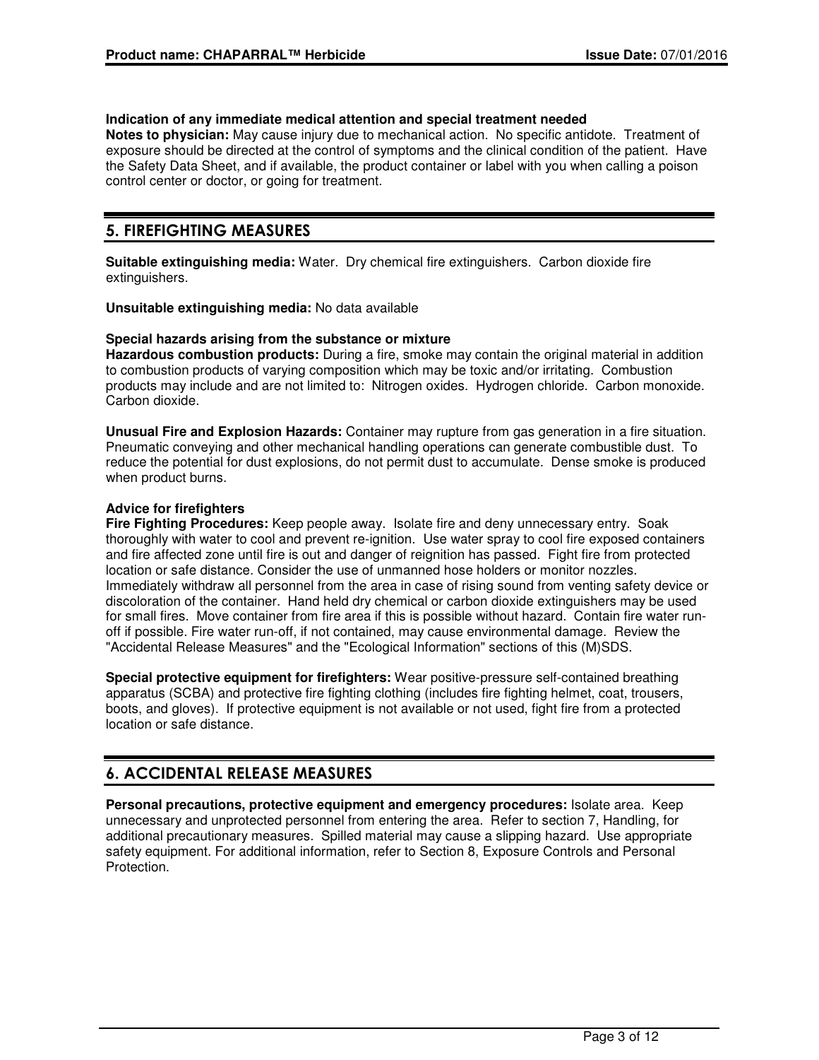**Indication of any immediate medical attention and special treatment needed**

**Notes to physician:** May cause injury due to mechanical action. No specific antidote. Treatment of exposure should be directed at the control of symptoms and the clinical condition of the patient. Have the Safety Data Sheet, and if available, the product container or label with you when calling a poison control center or doctor, or going for treatment.

## 5. FIREFIGHTING MEASURES

**Suitable extinguishing media:** Water. Dry chemical fire extinguishers. Carbon dioxide fire extinguishers.

**Unsuitable extinguishing media:** No data available

**Special hazards arising from the substance or mixture**

**Hazardous combustion products:** During a fire, smoke may contain the original material in addition to combustion products of varying composition which may be toxic and/or irritating. Combustion products may include and are not limited to: Nitrogen oxides. Hydrogen chloride. Carbon monoxide. Carbon dioxide.

**Unusual Fire and Explosion Hazards:** Container may rupture from gas generation in a fire situation. Pneumatic conveying and other mechanical handling operations can generate combustible dust. To reduce the potential for dust explosions, do not permit dust to accumulate. Dense smoke is produced when product burns.

**Advice for firefighters**

**Fire Fighting Procedures:** Keep people away. Isolate fire and deny unnecessary entry. Soak thoroughly with water to cool and prevent re-ignition. Use water spray to cool fire exposed containers and fire affected zone until fire is out and danger of reignition has passed. Fight fire from protected location or safe distance. Consider the use of unmanned hose holders or monitor nozzles. Immediately withdraw all personnel from the area in case of rising sound from venting safety device or discoloration of the container. Hand held dry chemical or carbon dioxide extinguishers may be used for small fires. Move container from fire area if this is possible without hazard. Contain fire water run-off if possible. Fire water run-off, if not contained, may cause environmental damage. Review the "Accidental Release Measures" and the "Ecological Information" sections of this (M)SDS.

**Special protective equipment for firefighters:** Wear positive-pressure self-contained breathing apparatus (SCBA) and protective fire fighting clothing (includes fire fighting helmet, coat, trousers, boots, and gloves). If protective equipment is not available or not used, fight fire from a protected location or safe distance.

## 6. ACCIDENTAL RELEASE MEASURES

**Personal precautions, protective equipment and emergency procedures:** Isolate area. Keep unnecessary and unprotected personnel from entering the area. Refer to section 7, Handling, for additional precautionary measures. Spilled material may cause a slipping hazard. Use appropriate safety equipment. For additional information, refer to Section 8, Exposure Controls and Personal Protection.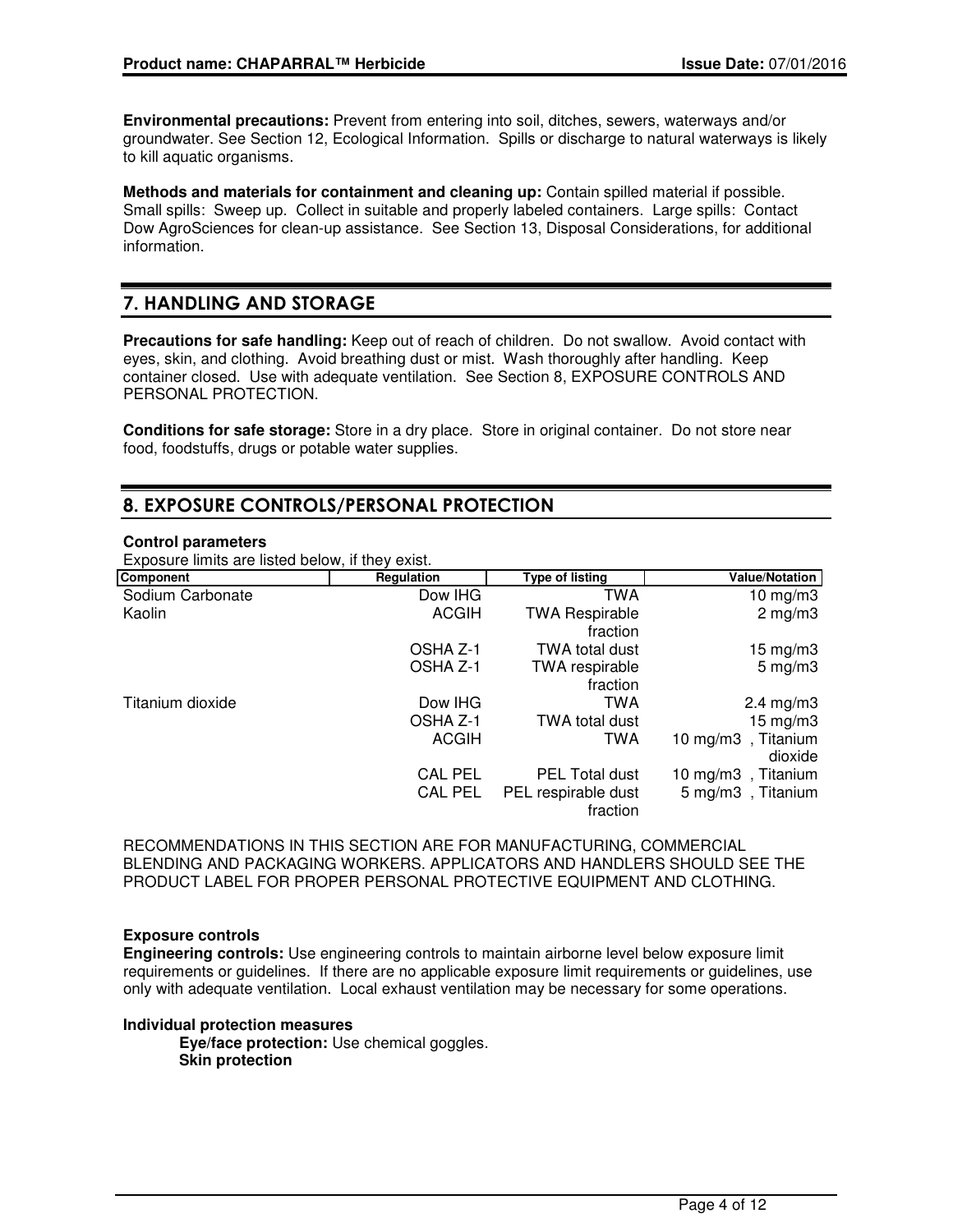**Environmental precautions:** Prevent from entering into soil, ditches, sewers, waterways and/or groundwater. See Section 12, Ecological Information. Spills or discharge to natural waterways is likely to kill aquatic organisms.

**Methods and materials for containment and cleaning up:** Contain spilled material if possible. Small spills: Sweep up. Collect in suitable and properly labeled containers. Large spills: Contact Dow AgroSciences for clean-up assistance. See Section 13, Disposal Considerations, for additional information.

## 7. HANDLING AND STORAGE

**Precautions for safe handling:** Keep out of reach of children. Do not swallow. Avoid contact with eyes, skin, and clothing. Avoid breathing dust or mist. Wash thoroughly after handling. Keep container closed. Use with adequate ventilation. See Section 8, EXPOSURE CONTROLS AND PERSONAL PROTECTION.

**Conditions for safe storage:** Store in a dry place. Store in original container. Do not store near food, foodstuffs, drugs or potable water supplies.

## 8. EXPOSURE CONTROLS/PERSONAL PROTECTION

**Control parameters**

Exposure limits are listed below, if they exist.

| Component | Regulation | Type of listing | Value/Notation |
|---|---|---|---|
| Sodium Carbonate | Dow IHG | TWA | 10 mg/m3 |
| Kaolin | ACGIH | TWA Respirable fraction | 2 mg/m3 |
| | OSHA Z-1 | TWA total dust | 15 mg/m3 |
| | OSHA Z-1 | TWA respirable fraction | 5 mg/m3 |
| Titanium dioxide | Dow IHG | TWA | 2.4 mg/m3 |
| | OSHA Z-1 | TWA total dust | 15 mg/m3 |
| | ACGIH | TWA | 10 mg/m3 , Titanium dioxide |
| | CAL PEL | PEL Total dust | 10 mg/m3 , Titanium |
| | CAL PEL | PEL respirable dust fraction | 5 mg/m3 , Titanium |

RECOMMENDATIONS IN THIS SECTION ARE FOR MANUFACTURING, COMMERCIAL BLENDING AND PACKAGING WORKERS. APPLICATORS AND HANDLERS SHOULD SEE THE PRODUCT LABEL FOR PROPER PERSONAL PROTECTIVE EQUIPMENT AND CLOTHING.

**Exposure controls**

**Engineering controls:** Use engineering controls to maintain airborne level below exposure limit requirements or guidelines. If there are no applicable exposure limit requirements or guidelines, use only with adequate ventilation. Local exhaust ventilation may be necessary for some operations.

**Individual protection measures**

**Eye/face protection:** Use chemical goggles.

**Skin protection**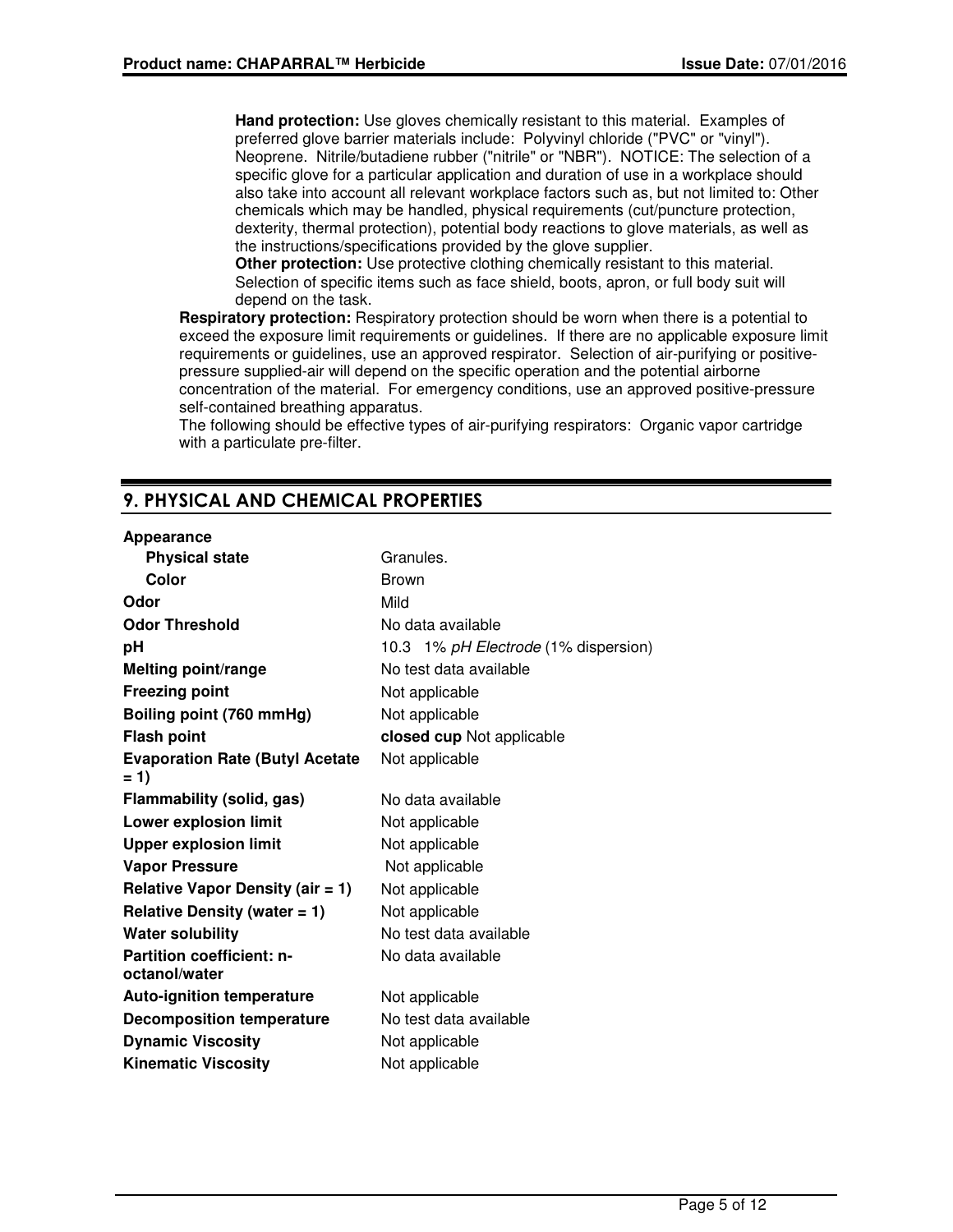**Hand protection:** Use gloves chemically resistant to this material. Examples of preferred glove barrier materials include: Polyvinyl chloride ("PVC" or "vinyl"). Neoprene. Nitrile/butadiene rubber ("nitrile" or "NBR"). NOTICE: The selection of a specific glove for a particular application and duration of use in a workplace should also take into account all relevant workplace factors such as, but not limited to: Other chemicals which may be handled, physical requirements (cut/puncture protection, dexterity, thermal protection), potential body reactions to glove materials, as well as the instructions/specifications provided by the glove supplier.

**Other protection:** Use protective clothing chemically resistant to this material. Selection of specific items such as face shield, boots, apron, or full body suit will depend on the task.

**Respiratory protection:** Respiratory protection should be worn when there is a potential to exceed the exposure limit requirements or guidelines. If there are no applicable exposure limit requirements or guidelines, use an approved respirator. Selection of air-purifying or positive-pressure supplied-air will depend on the specific operation and the potential airborne concentration of the material. For emergency conditions, use an approved positive-pressure self-contained breathing apparatus.

The following should be effective types of air-purifying respirators: Organic vapor cartridge with a particulate pre-filter.

## 9. PHYSICAL AND CHEMICAL PROPERTIES

| | |
|---|---|
| **Appearance** | |
| **Physical state** | Granules. |
| **Color** | Brown |
| **Odor** | Mild |
| **Odor Threshold** | No data available |
| **pH** | 10.3 1% *pH Electrode* (1% dispersion) |
| **Melting point/range** | No test data available |
| **Freezing point** | Not applicable |
| **Boiling point (760 mmHg)** | Not applicable |
| **Flash point** | **closed cup** Not applicable |
| **Evaporation Rate (Butyl Acetate = 1)** | Not applicable |
| **Flammability (solid, gas)** | No data available |
| **Lower explosion limit** | Not applicable |
| **Upper explosion limit** | Not applicable |
| **Vapor Pressure** | Not applicable |
| **Relative Vapor Density (air = 1)** | Not applicable |
| **Relative Density (water = 1)** | Not applicable |
| **Water solubility** | No test data available |
| **Partition coefficient: n-octanol/water** | No data available |
| **Auto-ignition temperature** | Not applicable |
| **Decomposition temperature** | No test data available |
| **Dynamic Viscosity** | Not applicable |
| **Kinematic Viscosity** | Not applicable |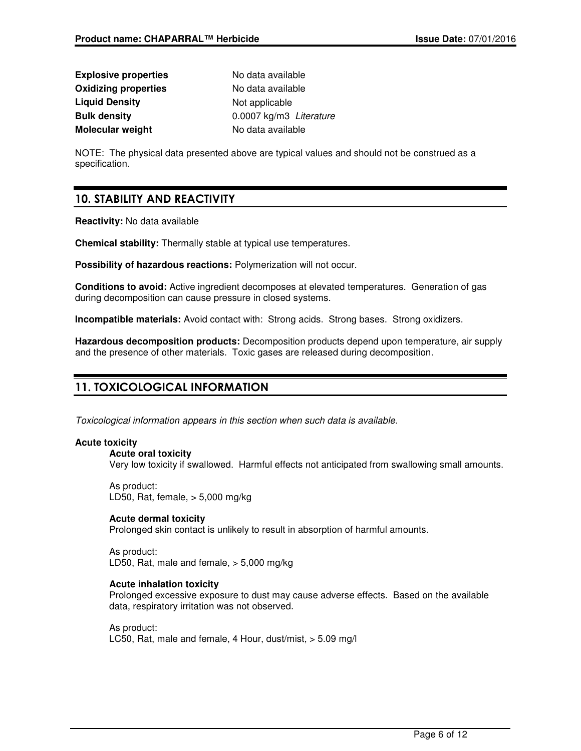| | |
|---|---|
| **Explosive properties** | No data available |
| **Oxidizing properties** | No data available |
| **Liquid Density** | Not applicable |
| **Bulk density** | 0.0007 kg/m3 *Literature* |
| **Molecular weight** | No data available |

NOTE: The physical data presented above are typical values and should not be construed as a specification.

## 10. STABILITY AND REACTIVITY

**Reactivity:** No data available

**Chemical stability:** Thermally stable at typical use temperatures.

**Possibility of hazardous reactions:** Polymerization will not occur.

**Conditions to avoid:** Active ingredient decomposes at elevated temperatures. Generation of gas during decomposition can cause pressure in closed systems.

**Incompatible materials:** Avoid contact with: Strong acids. Strong bases. Strong oxidizers.

**Hazardous decomposition products:** Decomposition products depend upon temperature, air supply and the presence of other materials. Toxic gases are released during decomposition.

## 11. TOXICOLOGICAL INFORMATION

*Toxicological information appears in this section when such data is available.*

**Acute toxicity**

**Acute oral toxicity**

Very low toxicity if swallowed. Harmful effects not anticipated from swallowing small amounts.

As product:
LD50, Rat, female, > 5,000 mg/kg

**Acute dermal toxicity**

Prolonged skin contact is unlikely to result in absorption of harmful amounts.

As product:
LD50, Rat, male and female, > 5,000 mg/kg

**Acute inhalation toxicity**

Prolonged excessive exposure to dust may cause adverse effects. Based on the available data, respiratory irritation was not observed.

As product:
LC50, Rat, male and female, 4 Hour, dust/mist, > 5.09 mg/l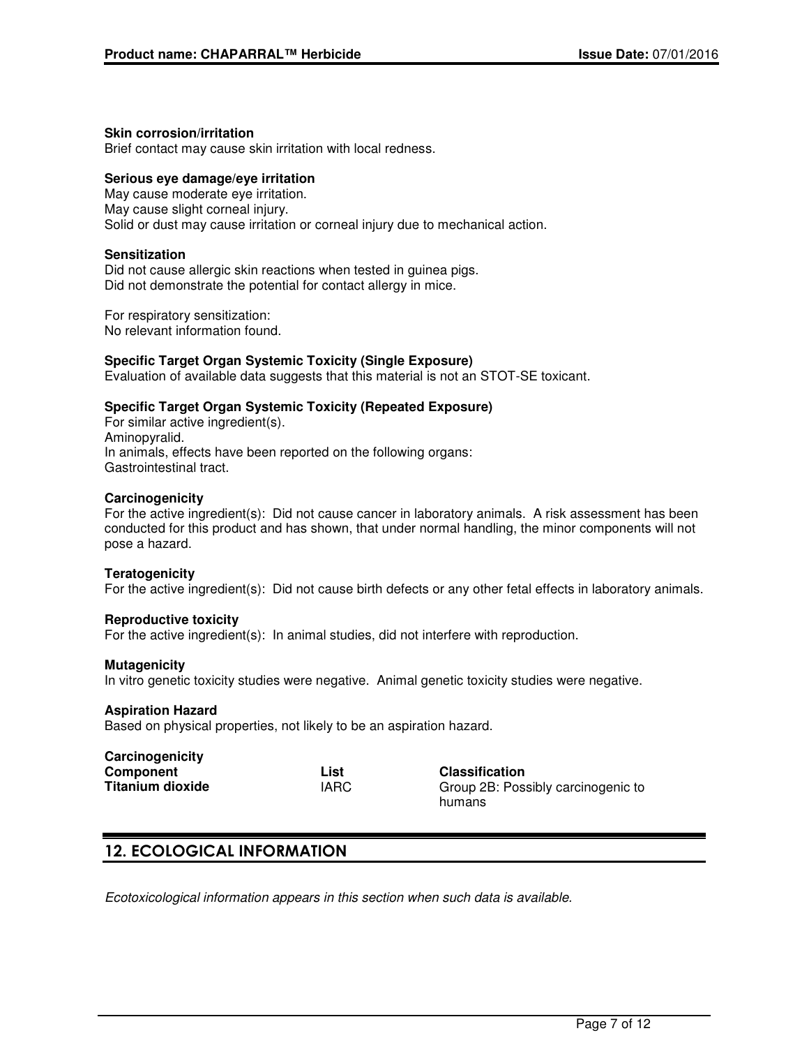**Skin corrosion/irritation**
Brief contact may cause skin irritation with local redness.

**Serious eye damage/eye irritation**
May cause moderate eye irritation.
May cause slight corneal injury.
Solid or dust may cause irritation or corneal injury due to mechanical action.

**Sensitization**
Did not cause allergic skin reactions when tested in guinea pigs.
Did not demonstrate the potential for contact allergy in mice.

For respiratory sensitization:
No relevant information found.

**Specific Target Organ Systemic Toxicity (Single Exposure)**
Evaluation of available data suggests that this material is not an STOT-SE toxicant.

**Specific Target Organ Systemic Toxicity (Repeated Exposure)**
For similar active ingredient(s).
Aminopyralid.
In animals, effects have been reported on the following organs:
Gastrointestinal tract.

**Carcinogenicity**
For the active ingredient(s): Did not cause cancer in laboratory animals. A risk assessment has been conducted for this product and has shown, that under normal handling, the minor components will not pose a hazard.

**Teratogenicity**
For the active ingredient(s): Did not cause birth defects or any other fetal effects in laboratory animals.

**Reproductive toxicity**
For the active ingredient(s): In animal studies, did not interfere with reproduction.

**Mutagenicity**
In vitro genetic toxicity studies were negative. Animal genetic toxicity studies were negative.

**Aspiration Hazard**
Based on physical properties, not likely to be an aspiration hazard.

**Carcinogenicity**

| Component | List | Classification |
|---|---|---|
| **Titanium dioxide** | IARC | Group 2B: Possibly carcinogenic to humans |

## 12. ECOLOGICAL INFORMATION

*Ecotoxicological information appears in this section when such data is available.*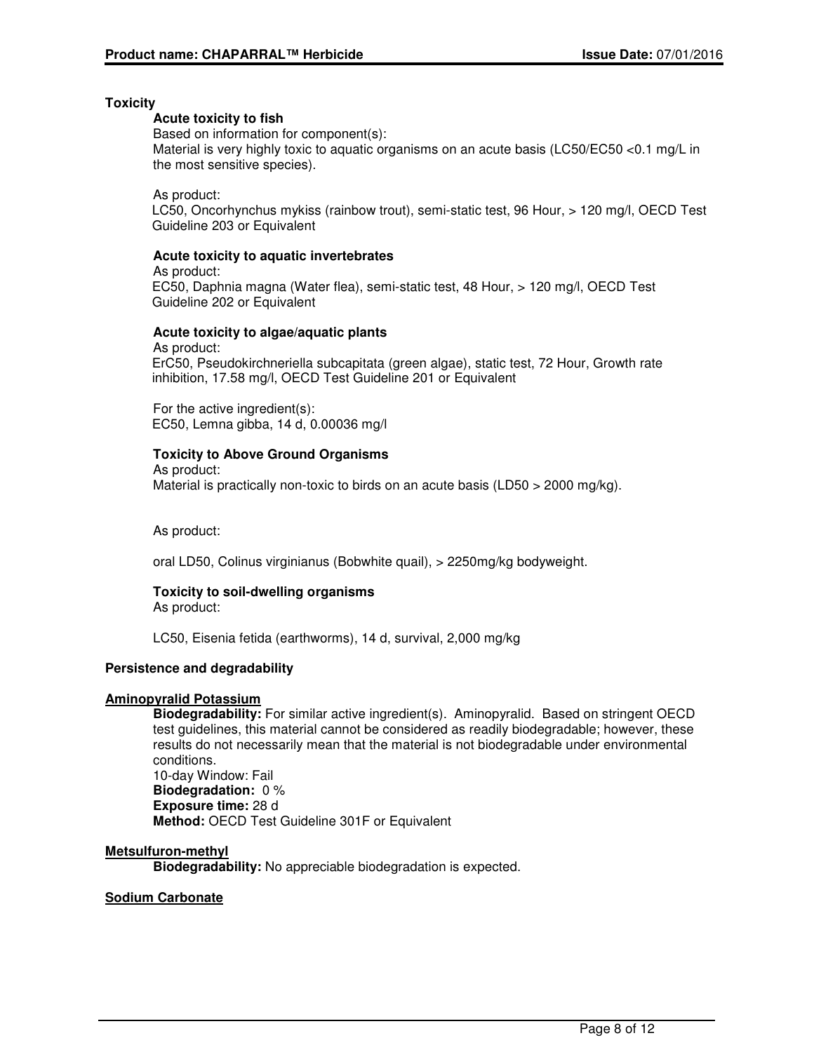## Toxicity

### Acute toxicity to fish

Based on information for component(s):
Material is very highly toxic to aquatic organisms on an acute basis (LC50/EC50 <0.1 mg/L in the most sensitive species).

As product:
LC50, Oncorhynchus mykiss (rainbow trout), semi-static test, 96 Hour, > 120 mg/l, OECD Test Guideline 203 or Equivalent

### Acute toxicity to aquatic invertebrates

As product:
EC50, Daphnia magna (Water flea), semi-static test, 48 Hour, > 120 mg/l, OECD Test Guideline 202 or Equivalent

### Acute toxicity to algae/aquatic plants

As product:
ErC50, Pseudokirchneriella subcapitata (green algae), static test, 72 Hour, Growth rate inhibition, 17.58 mg/l, OECD Test Guideline 201 or Equivalent

For the active ingredient(s):
EC50, Lemna gibba, 14 d, 0.00036 mg/l

### Toxicity to Above Ground Organisms

As product:
Material is practically non-toxic to birds on an acute basis (LD50 > 2000 mg/kg).

As product:

oral LD50, Colinus virginianus (Bobwhite quail), > 2250mg/kg bodyweight.

### Toxicity to soil-dwelling organisms

As product:

LC50, Eisenia fetida (earthworms), 14 d, survival, 2,000 mg/kg

## Persistence and degradability

**Aminopyralid Potassium**

**Biodegradability:** For similar active ingredient(s). Aminopyralid. Based on stringent OECD test guidelines, this material cannot be considered as readily biodegradable; however, these results do not necessarily mean that the material is not biodegradable under environmental conditions.
10-day Window: Fail
**Biodegradation:** 0 %
**Exposure time:** 28 d
**Method:** OECD Test Guideline 301F or Equivalent

**Metsulfuron-methyl**

**Biodegradability:** No appreciable biodegradation is expected.

**Sodium Carbonate**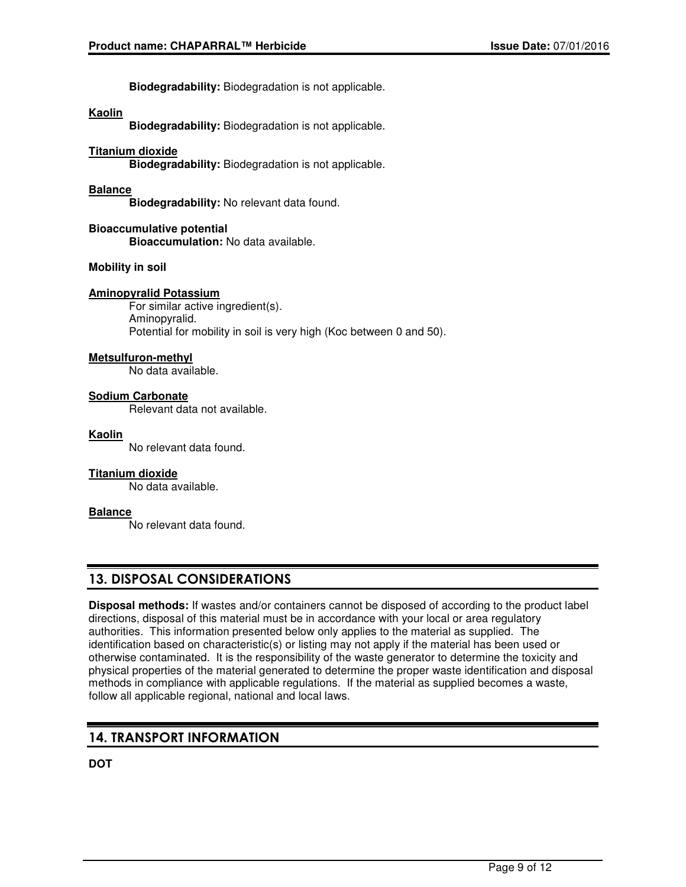**Biodegradability:** Biodegradation is not applicable.

**Kaolin**

**Biodegradability:** Biodegradation is not applicable.

**Titanium dioxide**

**Biodegradability:** Biodegradation is not applicable.

**Balance**

**Biodegradability:** No relevant data found.

**Bioaccumulative potential**

**Bioaccumulation:** No data available.

**Mobility in soil**

**Aminopyralid Potassium**

For similar active ingredient(s).
Aminopyralid.
Potential for mobility in soil is very high (Koc between 0 and 50).

**Metsulfuron-methyl**

No data available.

**Sodium Carbonate**

Relevant data not available.

**Kaolin**

No relevant data found.

**Titanium dioxide**

No data available.

**Balance**

No relevant data found.

## 13. DISPOSAL CONSIDERATIONS

**Disposal methods:** If wastes and/or containers cannot be disposed of according to the product label directions, disposal of this material must be in accordance with your local or area regulatory authorities. This information presented below only applies to the material as supplied. The identification based on characteristic(s) or listing may not apply if the material has been used or otherwise contaminated. It is the responsibility of the waste generator to determine the toxicity and physical properties of the material generated to determine the proper waste identification and disposal methods in compliance with applicable regulations. If the material as supplied becomes a waste, follow all applicable regional, national and local laws.

## 14. TRANSPORT INFORMATION

**DOT**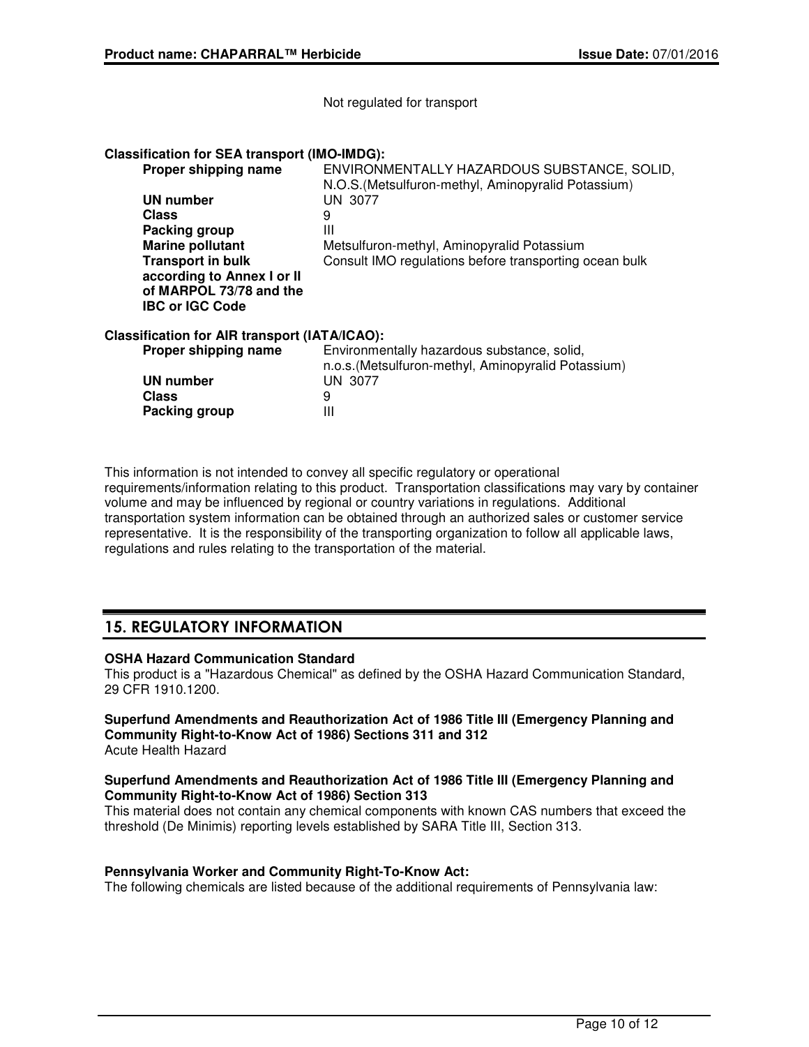Not regulated for transport

**Classification for SEA transport (IMO-IMDG):**

| | |
|---|---|
| **Proper shipping name** | ENVIRONMENTALLY HAZARDOUS SUBSTANCE, SOLID, N.O.S.(Metsulfuron-methyl, Aminopyralid Potassium) |
| **UN number** | UN 3077 |
| **Class** | 9 |
| **Packing group** | III |
| **Marine pollutant** | Metsulfuron-methyl, Aminopyralid Potassium |
| **Transport in bulk according to Annex I or II of MARPOL 73/78 and the IBC or IGC Code** | Consult IMO regulations before transporting ocean bulk |

**Classification for AIR transport (IATA/ICAO):**

| | |
|---|---|
| **Proper shipping name** | Environmentally hazardous substance, solid, n.o.s.(Metsulfuron-methyl, Aminopyralid Potassium) |
| **UN number** | UN 3077 |
| **Class** | 9 |
| **Packing group** | III |

This information is not intended to convey all specific regulatory or operational requirements/information relating to this product. Transportation classifications may vary by container volume and may be influenced by regional or country variations in regulations. Additional transportation system information can be obtained through an authorized sales or customer service representative. It is the responsibility of the transporting organization to follow all applicable laws, regulations and rules relating to the transportation of the material.

## 15. REGULATORY INFORMATION

**OSHA Hazard Communication Standard**
This product is a "Hazardous Chemical" as defined by the OSHA Hazard Communication Standard, 29 CFR 1910.1200.

**Superfund Amendments and Reauthorization Act of 1986 Title III (Emergency Planning and Community Right-to-Know Act of 1986) Sections 311 and 312**
Acute Health Hazard

**Superfund Amendments and Reauthorization Act of 1986 Title III (Emergency Planning and Community Right-to-Know Act of 1986) Section 313**
This material does not contain any chemical components with known CAS numbers that exceed the threshold (De Minimis) reporting levels established by SARA Title III, Section 313.

**Pennsylvania Worker and Community Right-To-Know Act:**
The following chemicals are listed because of the additional requirements of Pennsylvania law: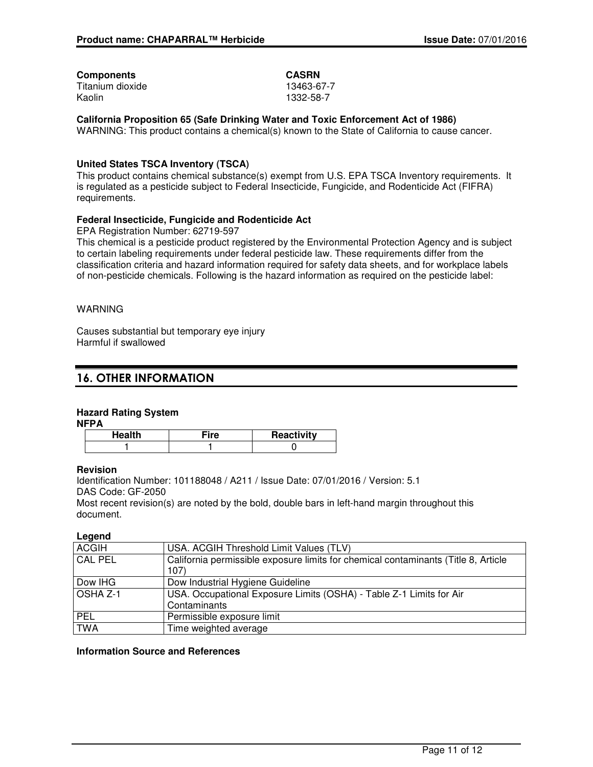| Components | CASRN |
| --- | --- |
| Titanium dioxide | 13463-67-7 |
| Kaolin | 1332-58-7 |

**California Proposition 65 (Safe Drinking Water and Toxic Enforcement Act of 1986)**
WARNING: This product contains a chemical(s) known to the State of California to cause cancer.

**United States TSCA Inventory (TSCA)**
This product contains chemical substance(s) exempt from U.S. EPA TSCA Inventory requirements. It is regulated as a pesticide subject to Federal Insecticide, Fungicide, and Rodenticide Act (FIFRA) requirements.

**Federal Insecticide, Fungicide and Rodenticide Act**
EPA Registration Number: 62719-597
This chemical is a pesticide product registered by the Environmental Protection Agency and is subject to certain labeling requirements under federal pesticide law. These requirements differ from the classification criteria and hazard information required for safety data sheets, and for workplace labels of non-pesticide chemicals. Following is the hazard information as required on the pesticide label:

WARNING

Causes substantial but temporary eye injury
Harmful if swallowed

## 16. OTHER INFORMATION

**Hazard Rating System**
**NFPA**

| Health | Fire | Reactivity |
| --- | --- | --- |
| 1 | 1 | 0 |

**Revision**
Identification Number: 101188048 / A211 / Issue Date: 07/01/2016 / Version: 5.1
DAS Code: GF-2050
Most recent revision(s) are noted by the bold, double bars in left-hand margin throughout this document.

**Legend**

| | |
| --- | --- |
| ACGIH | USA. ACGIH Threshold Limit Values (TLV) |
| CAL PEL | California permissible exposure limits for chemical contaminants (Title 8, Article 107) |
| Dow IHG | Dow Industrial Hygiene Guideline |
| OSHA Z-1 | USA. Occupational Exposure Limits (OSHA) - Table Z-1 Limits for Air Contaminants |
| PEL | Permissible exposure limit |
| TWA | Time weighted average |

**Information Source and References**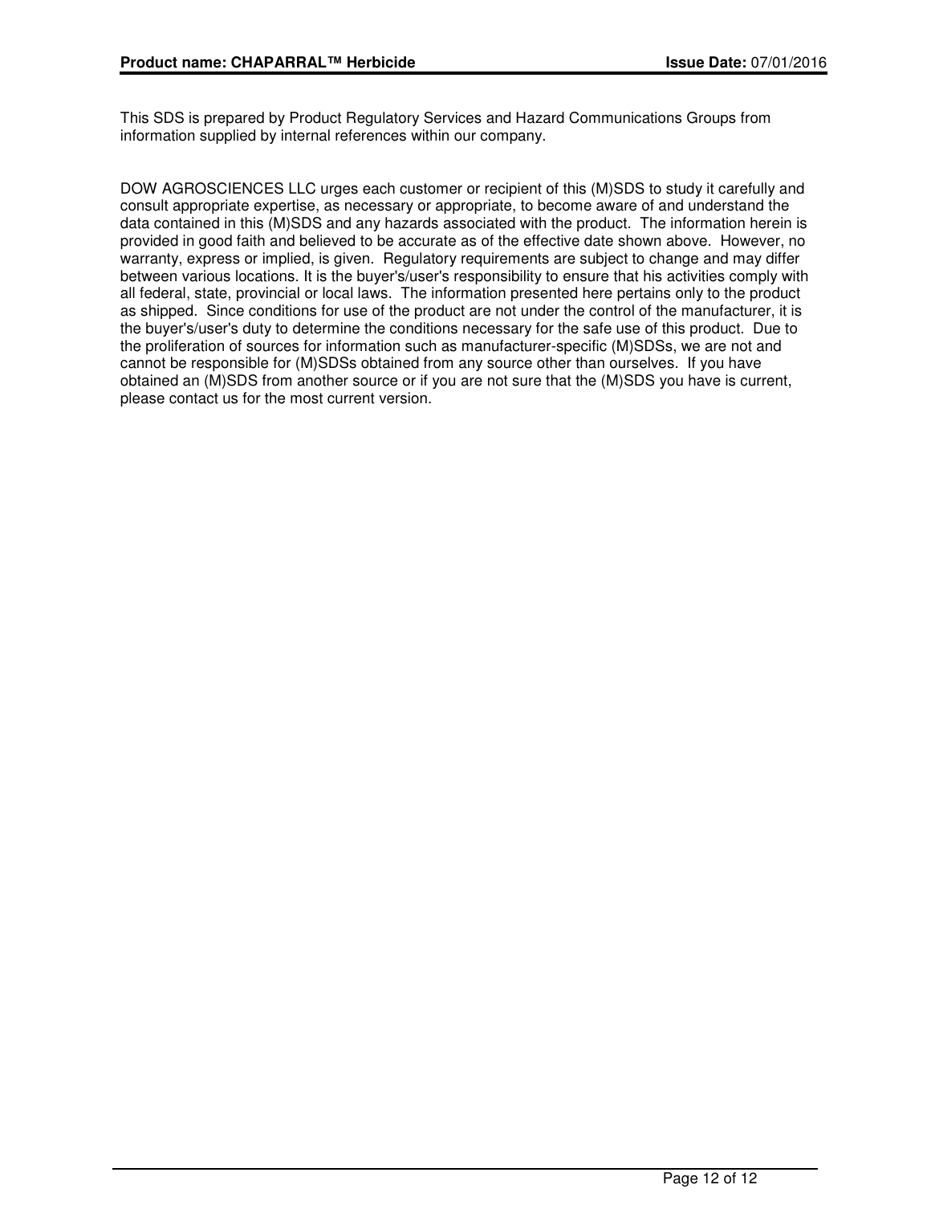This SDS is prepared by Product Regulatory Services and Hazard Communications Groups from information supplied by internal references within our company.

DOW AGROSCIENCES LLC urges each customer or recipient of this (M)SDS to study it carefully and consult appropriate expertise, as necessary or appropriate, to become aware of and understand the data contained in this (M)SDS and any hazards associated with the product. The information herein is provided in good faith and believed to be accurate as of the effective date shown above. However, no warranty, express or implied, is given. Regulatory requirements are subject to change and may differ between various locations. It is the buyer's/user's responsibility to ensure that his activities comply with all federal, state, provincial or local laws. The information presented here pertains only to the product as shipped. Since conditions for use of the product are not under the control of the manufacturer, it is the buyer's/user's duty to determine the conditions necessary for the safe use of this product. Due to the proliferation of sources for information such as manufacturer-specific (M)SDSs, we are not and cannot be responsible for (M)SDSs obtained from any source other than ourselves. If you have obtained an (M)SDS from another source or if you are not sure that the (M)SDS you have is current, please contact us for the most current version.